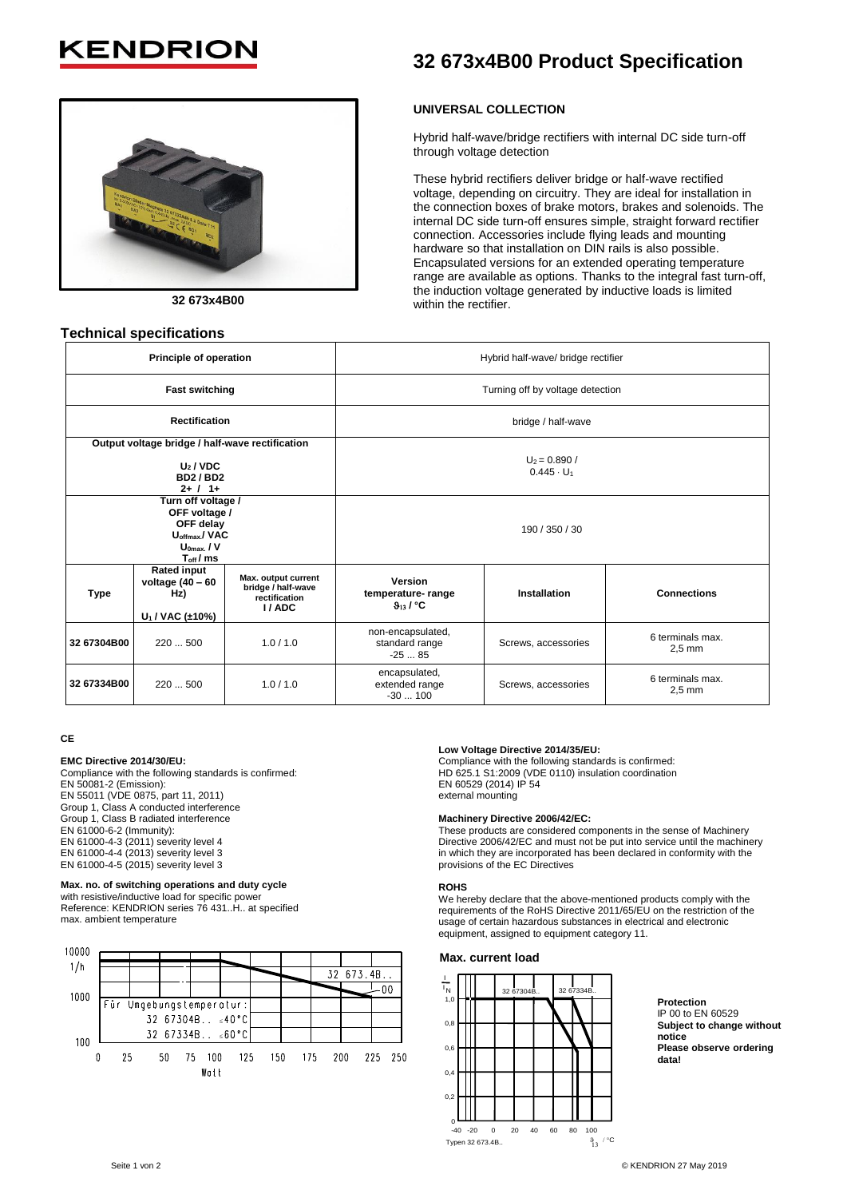# 32 673x4B00 Product Specification

32 673x4B00

## UNIVERSAL COLLECTION

Hybrid half-wave/bridge rectifiers with internal DC side turn-off through voltage detection

These hybrid rectifiers deliver bridge or half-wave rectified voltage, depending on circuitry. They are ideal for installation in the connection boxes of brake motors, brakes and solenoids. The internal DC side turn-off ensures simple, straight forward rectifier connection. Accessories include flying leads and mounting hardware so that installation on DIN rails is also possible. Encapsulated versions for an extended operating temperature range are available as options. Thanks to the integral fast turn-off, the induction voltage generated by inductive loads is limited within the rectifier.

## Technical specifications

| Principle of operation | | | Hybrid half-wave/ bridge rectifier | | |
|---|---|---|---|---|---|
| Fast switching | | | Turning off by voltage detection | | |
| Rectification | | | bridge / half-wave | | |
| Output voltage bridge / half-wave rectification $U_2$ / VDC BD2 / BD2 2+ / 1+ | | | $U_2 = 0.890 / 0.445 \cdot U_1$ | | |
| Turn off voltage / OFF voltage / OFF delay $U_{offmax.}$/ VAC $U_{0max.}$ / V $T_{off}$ / ms | | | 190 / 350 / 30 | | |
| **Type** | **Rated input voltage (40 – 60 Hz) $U_1$ / VAC (±10%)** | **Max. output current bridge / half-wave rectification I / ADC** | **Version temperature- range $\vartheta_{13}$ / °C** | **Installation** | **Connections** |
| 32 67304B00 | 220 ... 500 | 1.0 / 1.0 | non-encapsulated, standard range -25 ... 85 | Screws, accessories | 6 terminals max. 2,5 mm |
| 32 67334B00 | 220 ... 500 | 1.0 / 1.0 | encapsulated, extended range -30 ... 100 | Screws, accessories | 6 terminals max. 2,5 mm |

**CE**

**EMC Directive 2014/30/EU:**
Compliance with the following standards is confirmed:
EN 50081-2 (Emission):
EN 55011 (VDE 0875, part 11, 2011)
Group 1, Class A conducted interference
Group 1, Class B radiated interference
EN 61000-6-2 (Immunity):
EN 61000-4-3 (2011) severity level 4
EN 61000-4-4 (2013) severity level 3
EN 61000-4-5 (2015) severity level 3

**Max. no. of switching operations and duty cycle**
with resistive/inductive load for specific power
Reference: KENDRION series 76 431..H.. at specified max. ambient temperature

10000 1/h, 1000, 100; 0 25 50 75 100 125 150 175 200 225 250 Watt
32 673.4B..00
Für Umgebungstemperatur:
32 67304B.. ≤40°C
32 67334B.. ≤60°C

**Low Voltage Directive 2014/35/EU:**
Compliance with the following standards is confirmed:
HD 625.1 S1:2009 (VDE 0110) insulation coordination
EN 60529 (2014) IP 54
external mounting

**Machinery Directive 2006/42/EC:**
These products are considered components in the sense of Machinery Directive 2006/42/EC and must not be put into service until the machinery in which they are incorporated has been declared in conformity with the provisions of the EC Directives

**ROHS**
We hereby declare that the above-mentioned products comply with the requirements of the RoHS Directive 2011/65/EU on the restriction of the usage of certain hazardous substances in electrical and electronic equipment, assigned to equipment category 11.

**Max. current load**

$I / I_N$: 0, 0,2, 0,4, 0,6, 0,8, 1,0; $\vartheta_{13}$ / °C: -40 -20 0 20 40 60 80 100
32 67304B.. 32 67334B..
Typen 32 673.4B..

**Protection**
IP 00 to EN 60529
**Subject to change without notice**
**Please observe ordering data!**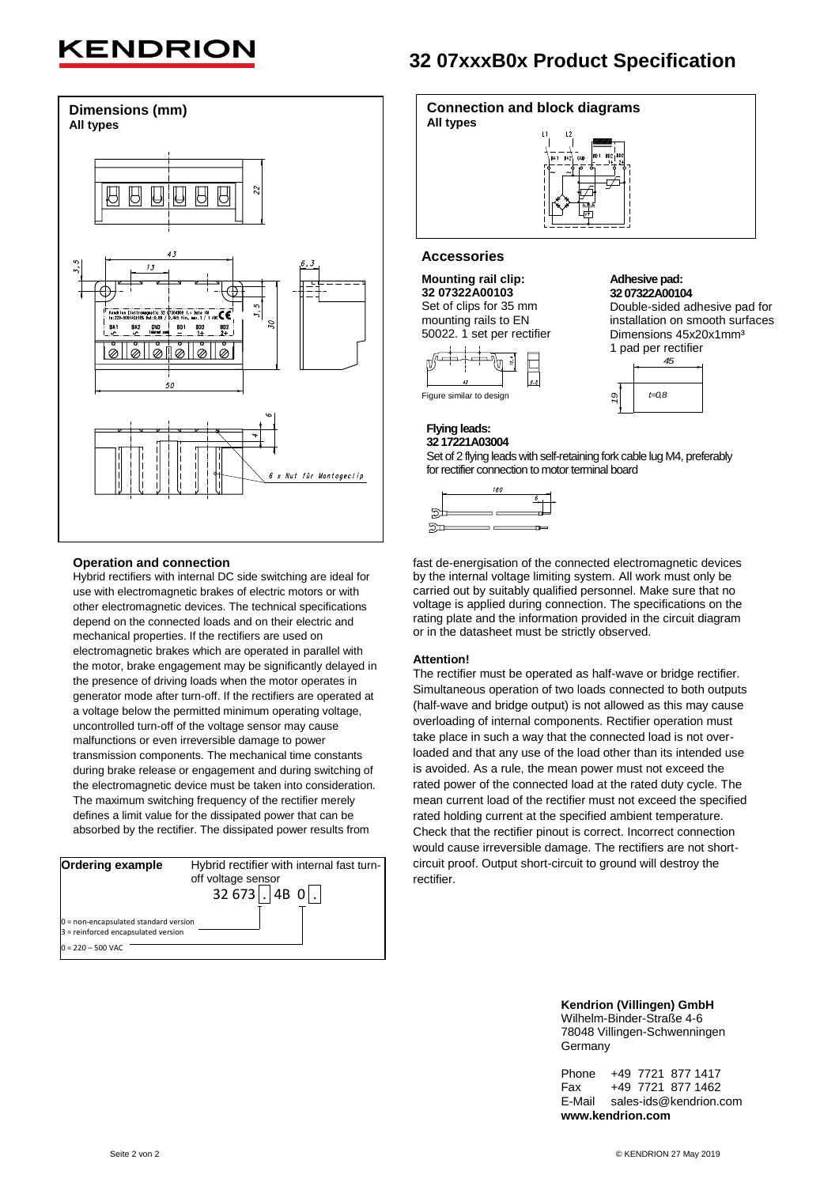# 32 07xxxB0x Product Specification

## Dimensions (mm)

**All types**

22

43

13

3,5

6,3

3,5

30

50

6

4

6 x Nut für Montageclip

## Connection and block diagrams

**All types**

L1 L2

BA1 BA2 GND BD1 BD2 BD2

## Accessories

**Mounting rail clip:**
**32 07322A00103**
Set of clips for 35 mm mounting rails to EN 50022. 1 set per rectifier

Figure similar to design

**Adhesive pad:**
**32 07322A00104**
Double-sided adhesive pad for installation on smooth surfaces
Dimensions 45x20x1mm³
1 pad per rectifier

45

19

t=0,8

**Flying leads:**
**32 17221A03004**
Set of 2 flying leads with self-retaining fork cable lug M4, preferably for rectifier connection to motor terminal board

160

6

### Operation and connection

Hybrid rectifiers with internal DC side switching are ideal for use with electromagnetic brakes of electric motors or with other electromagnetic devices. The technical specifications depend on the connected loads and on their electric and mechanical properties. If the rectifiers are used on electromagnetic brakes which are operated in parallel with the motor, brake engagement may be significantly delayed in the presence of driving loads when the motor operates in generator mode after turn-off. If the rectifiers are operated at a voltage below the permitted minimum operating voltage, uncontrolled turn-off of the voltage sensor may cause malfunctions or even irreversible damage to power transmission components. The mechanical time constants during brake release or engagement and during switching of the electromagnetic device must be taken into consideration. The maximum switching frequency of the rectifier merely defines a limit value for the dissipated power that can be absorbed by the rectifier. The dissipated power results from fast de-energisation of the connected electromagnetic devices by the internal voltage limiting system. All work must only be carried out by suitably qualified personnel. Make sure that no voltage is applied during connection. The specifications on the rating plate and the information provided in the circuit diagram or in the datasheet must be strictly observed.

**Attention!**

The rectifier must be operated as half-wave or bridge rectifier. Simultaneous operation of two loads connected to both outputs (half-wave and bridge output) is not allowed as this may cause overloading of internal components. Rectifier operation must take place in such a way that the connected load is not over-loaded and that any use of the load other than its intended use is avoided. As a rule, the mean power must not exceed the rated power of the connected load at the rated duty cycle. The mean current load of the rectifier must not exceed the specified rated holding current at the specified ambient temperature. Check that the rectifier pinout is correct. Incorrect connection would cause irreversible damage. The rectifiers are not short-circuit proof. Output short-circuit to ground will destroy the rectifier.

**Ordering example** — Hybrid rectifier with internal fast turn-off voltage sensor

32 673 . 4B 0 .

0 = non-encapsulated standard version
3 = reinforced encapsulated version

0 = 220 – 500 VAC

**Kendrion (Villingen) GmbH**
Wilhelm-Binder-Straße 4-6
78048 Villingen-Schwenningen
Germany

Phone +49 7721 877 1417
Fax +49 7721 877 1462
E-Mail sales-ids@kendrion.com
**www.kendrion.com**

© KENDRION 27 May 2019